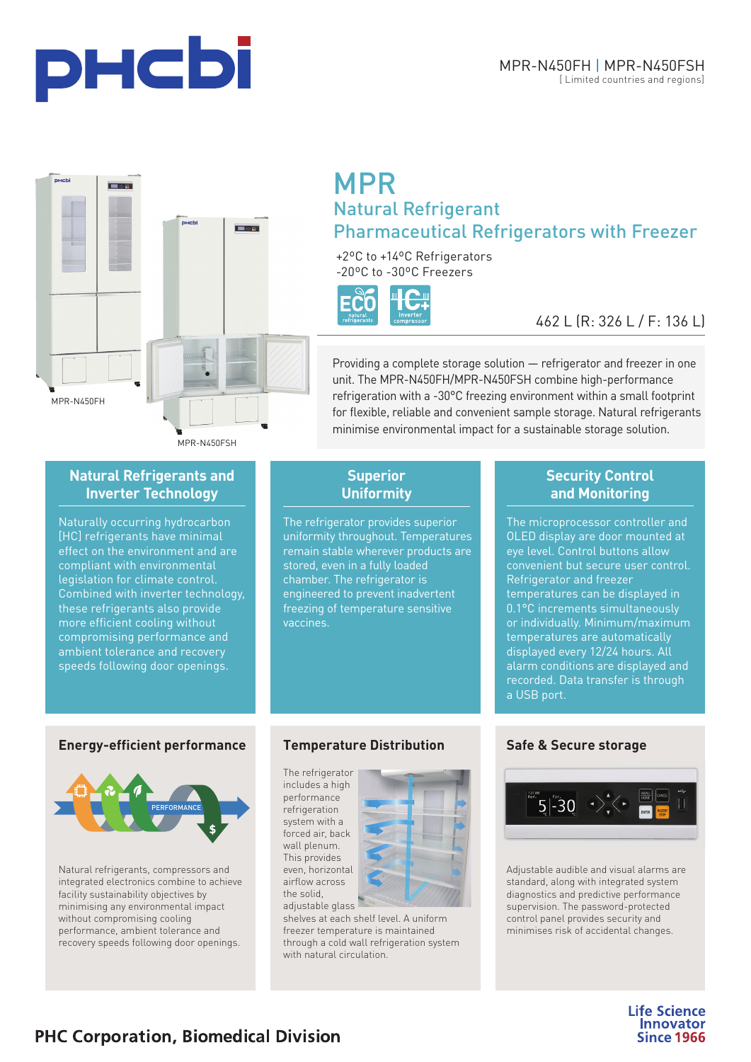MPR-N450FH | MPR-N450FSH
[Limited countries and regions]

MPR-N450FH

MPR-N450FSH

# MPR

## Natural Refrigerant Pharmaceutical Refrigerators with Freezer

+2°C to +14°C Refrigerators
-20°C to -30°C Freezers

ECO natural refrigerants | IC+ inverter compressor

462 L (R: 326 L / F: 136 L)

Providing a complete storage solution — refrigerator and freezer in one unit. The MPR-N450FH/MPR-N450FSH combine high-performance refrigeration with a -30°C freezing environment within a small footprint for flexible, reliable and convenient sample storage. Natural refrigerants minimise environmental impact for a sustainable storage solution.

### Natural Refrigerants and Inverter Technology

Naturally occurring hydrocarbon [HC] refrigerants have minimal effect on the environment and are compliant with environmental legislation for climate control. Combined with inverter technology, these refrigerants also provide more efficient cooling without compromising performance and ambient tolerance and recovery speeds following door openings.

### Superior Uniformity

The refrigerator provides superior uniformity throughout. Temperatures remain stable wherever products are stored, even in a fully loaded chamber. The refrigerator is engineered to prevent inadvertent freezing of temperature sensitive vaccines.

### Security Control and Monitoring

The microprocessor controller and OLED display are door mounted at eye level. Control buttons allow convenient but secure user control. Refrigerator and freezer temperatures can be displayed in 0.1°C increments simultaneously or individually. Minimum/maximum temperatures are automatically displayed every 12/24 hours. All alarm conditions are displayed and recorded. Data transfer is through a USB port.

### Energy-efficient performance

PERFORMANCE

Natural refrigerants, compressors and integrated electronics combine to achieve facility sustainability objectives by minimising any environmental impact without compromising cooling performance, ambient tolerance and recovery speeds following door openings.

### Temperature Distribution

The refrigerator includes a high performance refrigeration system with a forced air, back wall plenum. This provides even, horizontal airflow across the solid, adjustable glass shelves at each shelf level. A uniform freezer temperature is maintained through a cold wall refrigeration system with natural circulation.

### Safe & Secure storage

Adjustable audible and visual alarms are standard, along with integrated system diagnostics and predictive performance supervision. The password-protected control panel provides security and minimises risk of accidental changes.

PHC Corporation, Biomedical Division

Life Science Innovator Since 1966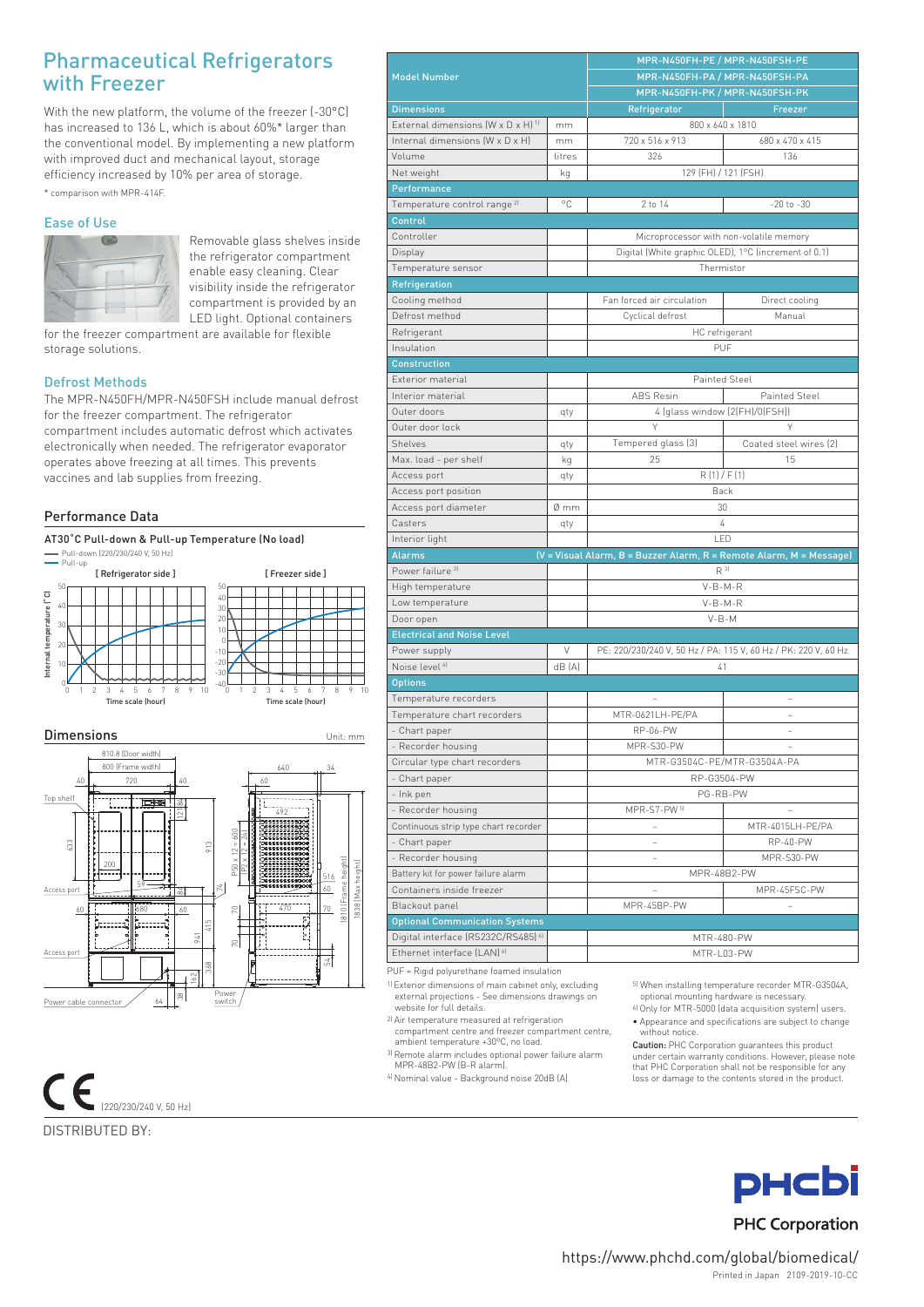# Pharmaceutical Refrigerators with Freezer

With the new platform, the volume of the freezer (-30°C) has increased to 136 L, which is about 60%* larger than the conventional model. By implementing a new platform with improved duct and mechanical layout, storage efficiency increased by 10% per area of storage.

* comparison with MPR-414F.

## Ease of Use

Removable glass shelves inside the refrigerator compartment enable easy cleaning. Clear visibility inside the refrigerator compartment is provided by an LED light. Optional containers for the freezer compartment are available for flexible storage solutions.

## Defrost Methods

The MPR-N450FH/MPR-N450FSH include manual defrost for the freezer compartment. The refrigerator compartment includes automatic defrost which activates electronically when needed. The refrigerator evaporator operates above freezing at all times. This prevents vaccines and lab supplies from freezing.

## Performance Data

AT30°C Pull-down & Pull-up Temperature (No load)

Pull-down (220/230/240 V, 50 Hz)
Pull-up

[ Refrigerator side ]

[ Freezer side ]

Internal temperature (°C)

50 40 30 20 10 0

50 40 30 20 10 0 -10 -20 -30 -40

0 1 2 3 4 5 6 7 8 9 10

Time scale (hour)

## Dimensions

Unit: mm

810.8 (Door width)
800 (Frame width)
40 720 40
640 34
60
Top shelf
492
633
913
200
59
Access port
60 680 60
470 70
1810 (Frame height)
1838 (Max height)
Access port
Power cable connector
64
38
Power switch

| Model Number | | MPR-N450FH-PE / MPR-N450FSH-PE<br>MPR-N450FH-PA / MPR-N450FSH-PA<br>MPR-N450FH-PK / MPR-N450FSH-PK | |
|---|---|---|---|
| **Dimensions** | | **Refrigerator** | **Freezer** |
| External dimensions (W x D x H) [1] | mm | 800 x 640 x 1810 | |
| Internal dimensions (W x D x H) | mm | 720 x 516 x 913 | 680 x 470 x 415 |
| Volume | litres | 326 | 136 |
| Net weight | kg | 129 (FH) / 121 (FSH) | |
| **Performance** | | | |
| Temperature control range [2] | °C | 2 to 14 | -20 to -30 |
| **Control** | | | |
| Controller | | Microprocessor with non-volatile memory | |
| Display | | Digital (White graphic OLED), 1°C (increment of 0.1) | |
| Temperature sensor | | Thermistor | |
| **Refrigeration** | | | |
| Cooling method | | Fan forced air circulation | Direct cooling |
| Defrost method | | Cyclical defrost | Manual |
| Refrigerant | | HC refrigerant | |
| Insulation | | PUF | |
| **Construction** | | | |
| Exterior material | | Painted Steel | |
| Interior material | | ABS Resin | Painted Steel |
| Outer doors | qty | 4 (glass window (2(FH)/0(FSH)) | |
| Outer door lock | | Y | Y |
| Shelves | qty | Tempered glass (3) | Coated steel wires (2) |
| Max. load - per shelf | kg | 25 | 15 |
| Access port | qty | R (1) / F (1) | |
| Access port position | | Back | |
| Access port diameter | Ø mm | 30 | |
| Casters | qty | 4 | |
| Interior light | | LED | |
| **Alarms** | | (V = Visual Alarm, B = Buzzer Alarm, R = Remote Alarm, M = Message) | |
| Power failure [3] | | R [3] | |
| High temperature | | V-B-M-R | |
| Low temperature | | V-B-M-R | |
| Door open | | V-B-M | |
| **Electrical and Noise Level** | | | |
| Power supply | V | PE: 220/230/240 V, 50 Hz / PA: 115 V, 60 Hz / PK: 220 V, 60 Hz | |
| Noise level [4] | dB (A) | 41 | |
| **Options** | | | |
| Temperature recorders | | – | – |
| Temperature chart recorders | | MTR-0621LH-PE/PA | – |
| - Chart paper | | RP-06-PW | – |
| - Recorder housing | | MPR-S30-PW | – |
| Circular type chart recorders | | MTR-G3504C-PE/MTR-G3504A-PA | |
| - Chart paper | | RP-G3504-PW | |
| - Ink pen | | PG-RB-PW | |
| - Recorder housing | | MPR-S7-PW [5] | – |
| Continuous strip type chart recorder | | – | MTR-4015LH-PE/PA |
| - Chart paper | | – | RP-40-PW |
| - Recorder housing | | – | MPR-S30-PW |
| Battery kit for power failure alarm | | MPR-48B2-PW | |
| Containers inside freezer | | – | MPR-45FSC-PW |
| Blackout panel | | MPR-45BP-PW | – |
| **Optional Communication Systems** | | | |
| Digital interface (RS232C/RS485) [6] | | MTR-480-PW | |
| Ethernet interface (LAN) [6] | | MTR-L03-PW | |

PUF = Rigid polyurethane foamed insulation

1) Exterior dimensions of main cabinet only, excluding external projections - See dimensions drawings on website for full details.

2) Air temperature measured at refrigeration compartment centre and freezer compartment centre, ambient temperature +30°C, no load.

3) Remote alarm includes optional power failure alarm MPR-48B2-PW (B-R alarm).

4) Nominal value - Background noise 20dB (A)

5) When installing temperature recorder MTR-G3504A, optional mounting hardware is necessary.

6) Only for MTR-5000 (data acquisition system) users.

- Appearance and specifications are subject to change without notice.

**Caution:** PHC Corporation guarantees this product under certain warranty conditions. However, please note that PHC Corporation shall not be responsible for any loss or damage to the contents stored in the product.

CE (220/230/240 V, 50 Hz)

DISTRIBUTED BY:

PHCbi

PHC Corporation

https://www.phchd.com/global/biomedical/

Printed in Japan 2109-2019-10-CC